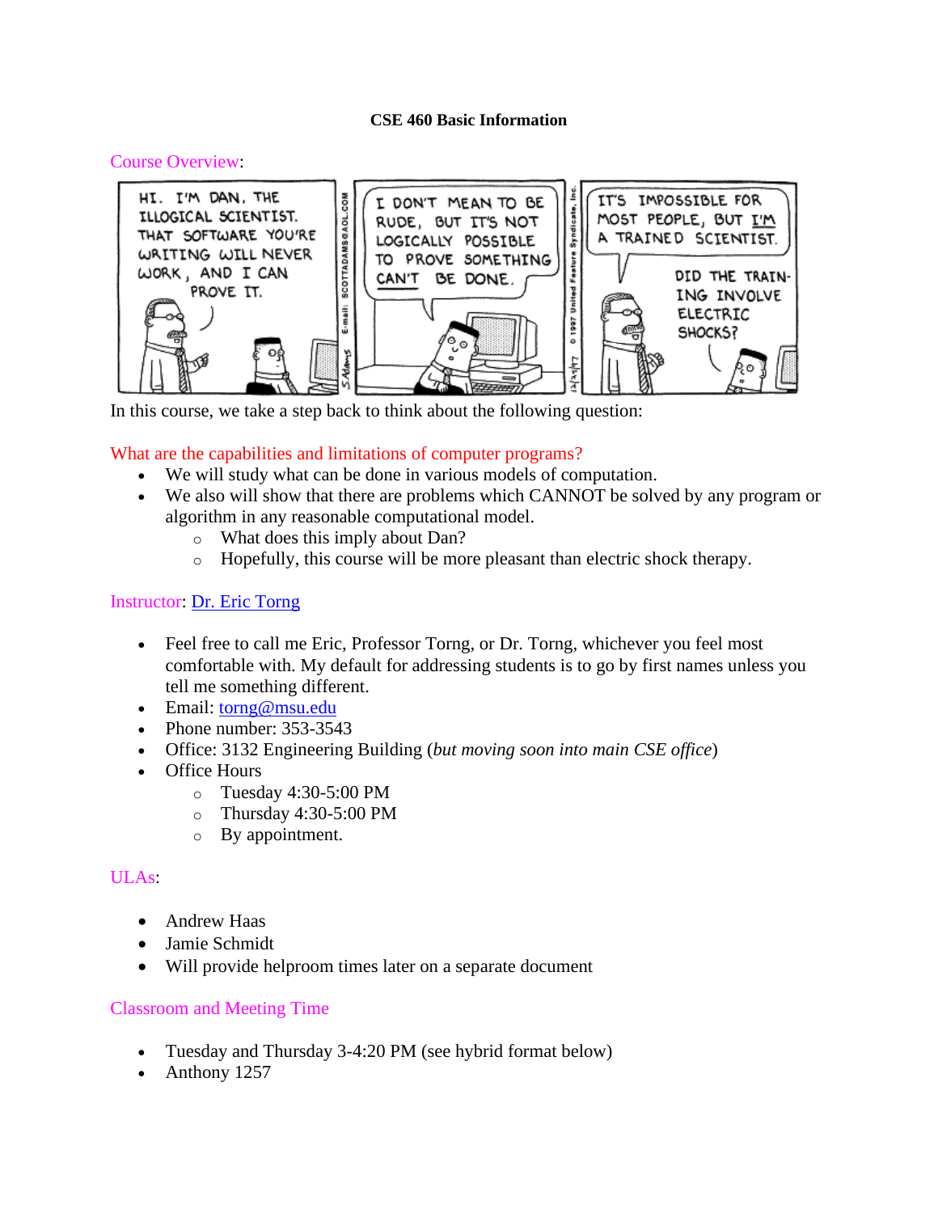# CSE 460 Basic Information

## Course Overview:

In this course, we take a step back to think about the following question:

What are the capabilities and limitations of computer programs?

- We will study what can be done in various models of computation.
- We also will show that there are problems which CANNOT be solved by any program or algorithm in any reasonable computational model.
  - What does this imply about Dan?
  - Hopefully, this course will be more pleasant than electric shock therapy.

## Instructor: [Dr. Eric Torng]()

- Feel free to call me Eric, Professor Torng, or Dr. Torng, whichever you feel most comfortable with. My default for addressing students is to go by first names unless you tell me something different.
- Email: [torng@msu.edu](mailto:torng@msu.edu)
- Phone number: 353-3543
- Office: 3132 Engineering Building (*but moving soon into main CSE office*)
- Office Hours
  - Tuesday 4:30-5:00 PM
  - Thursday 4:30-5:00 PM
  - By appointment.

## ULAs:

- Andrew Haas
- Jamie Schmidt
- Will provide helproom times later on a separate document

## Classroom and Meeting Time

- Tuesday and Thursday 3-4:20 PM (see hybrid format below)
- Anthony 1257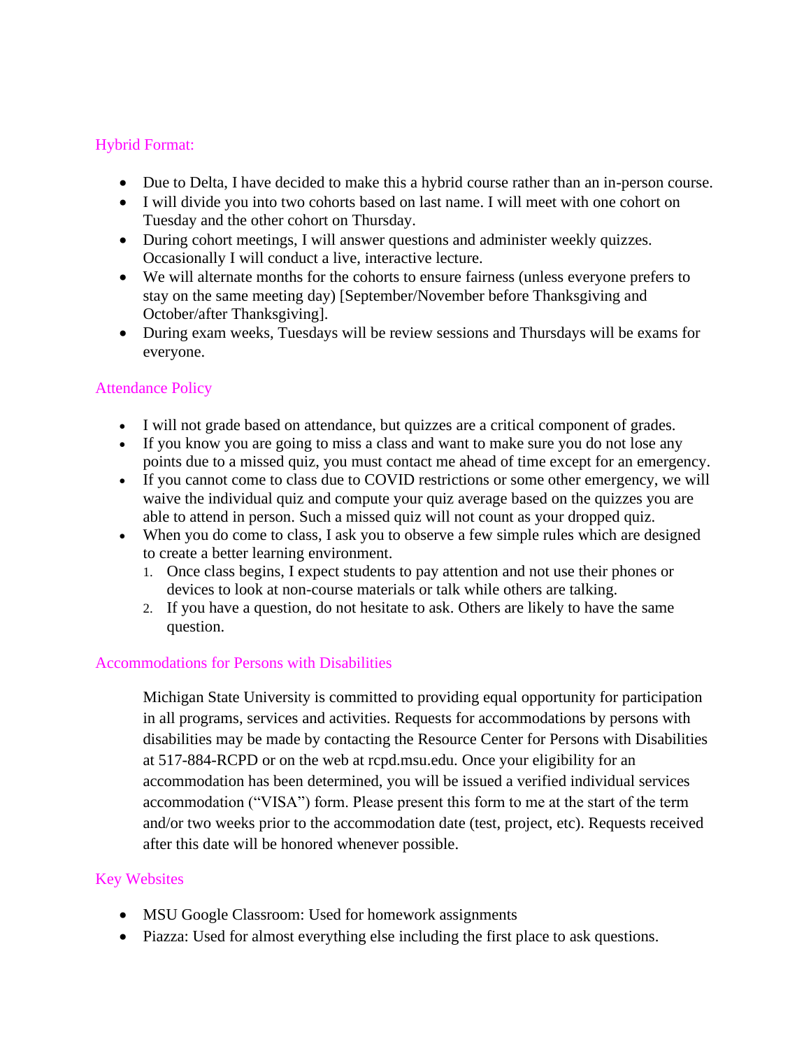## Hybrid Format:

- Due to Delta, I have decided to make this a hybrid course rather than an in-person course.
- I will divide you into two cohorts based on last name. I will meet with one cohort on Tuesday and the other cohort on Thursday.
- During cohort meetings, I will answer questions and administer weekly quizzes. Occasionally I will conduct a live, interactive lecture.
- We will alternate months for the cohorts to ensure fairness (unless everyone prefers to stay on the same meeting day) [September/November before Thanksgiving and October/after Thanksgiving].
- During exam weeks, Tuesdays will be review sessions and Thursdays will be exams for everyone.

## Attendance Policy

- I will not grade based on attendance, but quizzes are a critical component of grades.
- If you know you are going to miss a class and want to make sure you do not lose any points due to a missed quiz, you must contact me ahead of time except for an emergency.
- If you cannot come to class due to COVID restrictions or some other emergency, we will waive the individual quiz and compute your quiz average based on the quizzes you are able to attend in person. Such a missed quiz will not count as your dropped quiz.
- When you do come to class, I ask you to observe a few simple rules which are designed to create a better learning environment.
  1. Once class begins, I expect students to pay attention and not use their phones or devices to look at non-course materials or talk while others are talking.
  2. If you have a question, do not hesitate to ask. Others are likely to have the same question.

## Accommodations for Persons with Disabilities

Michigan State University is committed to providing equal opportunity for participation in all programs, services and activities. Requests for accommodations by persons with disabilities may be made by contacting the Resource Center for Persons with Disabilities at 517-884-RCPD or on the web at rcpd.msu.edu. Once your eligibility for an accommodation has been determined, you will be issued a verified individual services accommodation ("VISA") form. Please present this form to me at the start of the term and/or two weeks prior to the accommodation date (test, project, etc). Requests received after this date will be honored whenever possible.

## Key Websites

- MSU Google Classroom: Used for homework assignments
- Piazza: Used for almost everything else including the first place to ask questions.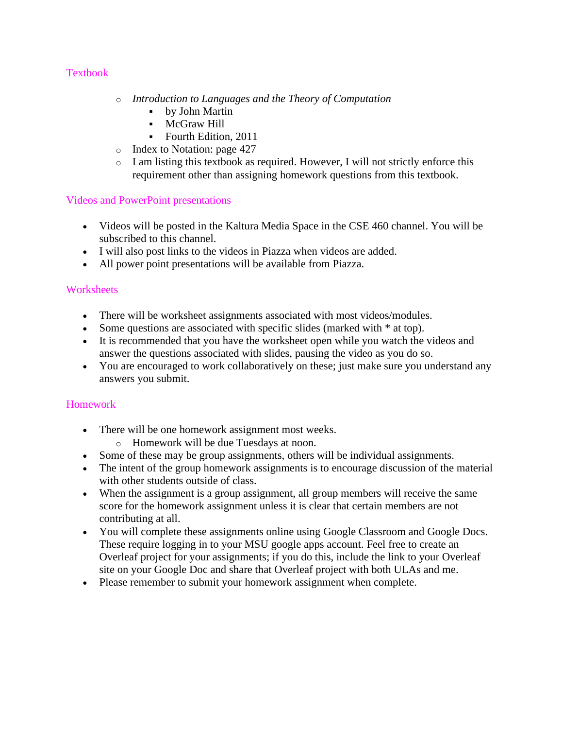## Textbook

- *Introduction to Languages and the Theory of Computation*
  - by John Martin
  - McGraw Hill
  - Fourth Edition, 2011
- Index to Notation: page 427
- I am listing this textbook as required. However, I will not strictly enforce this requirement other than assigning homework questions from this textbook.

## Videos and PowerPoint presentations

- Videos will be posted in the Kaltura Media Space in the CSE 460 channel. You will be subscribed to this channel.
- I will also post links to the videos in Piazza when videos are added.
- All power point presentations will be available from Piazza.

## Worksheets

- There will be worksheet assignments associated with most videos/modules.
- Some questions are associated with specific slides (marked with * at top).
- It is recommended that you have the worksheet open while you watch the videos and answer the questions associated with slides, pausing the video as you do so.
- You are encouraged to work collaboratively on these; just make sure you understand any answers you submit.

## Homework

- There will be one homework assignment most weeks.
  - Homework will be due Tuesdays at noon.
- Some of these may be group assignments, others will be individual assignments.
- The intent of the group homework assignments is to encourage discussion of the material with other students outside of class.
- When the assignment is a group assignment, all group members will receive the same score for the homework assignment unless it is clear that certain members are not contributing at all.
- You will complete these assignments online using Google Classroom and Google Docs. These require logging in to your MSU google apps account. Feel free to create an Overleaf project for your assignments; if you do this, include the link to your Overleaf site on your Google Doc and share that Overleaf project with both ULAs and me.
- Please remember to submit your homework assignment when complete.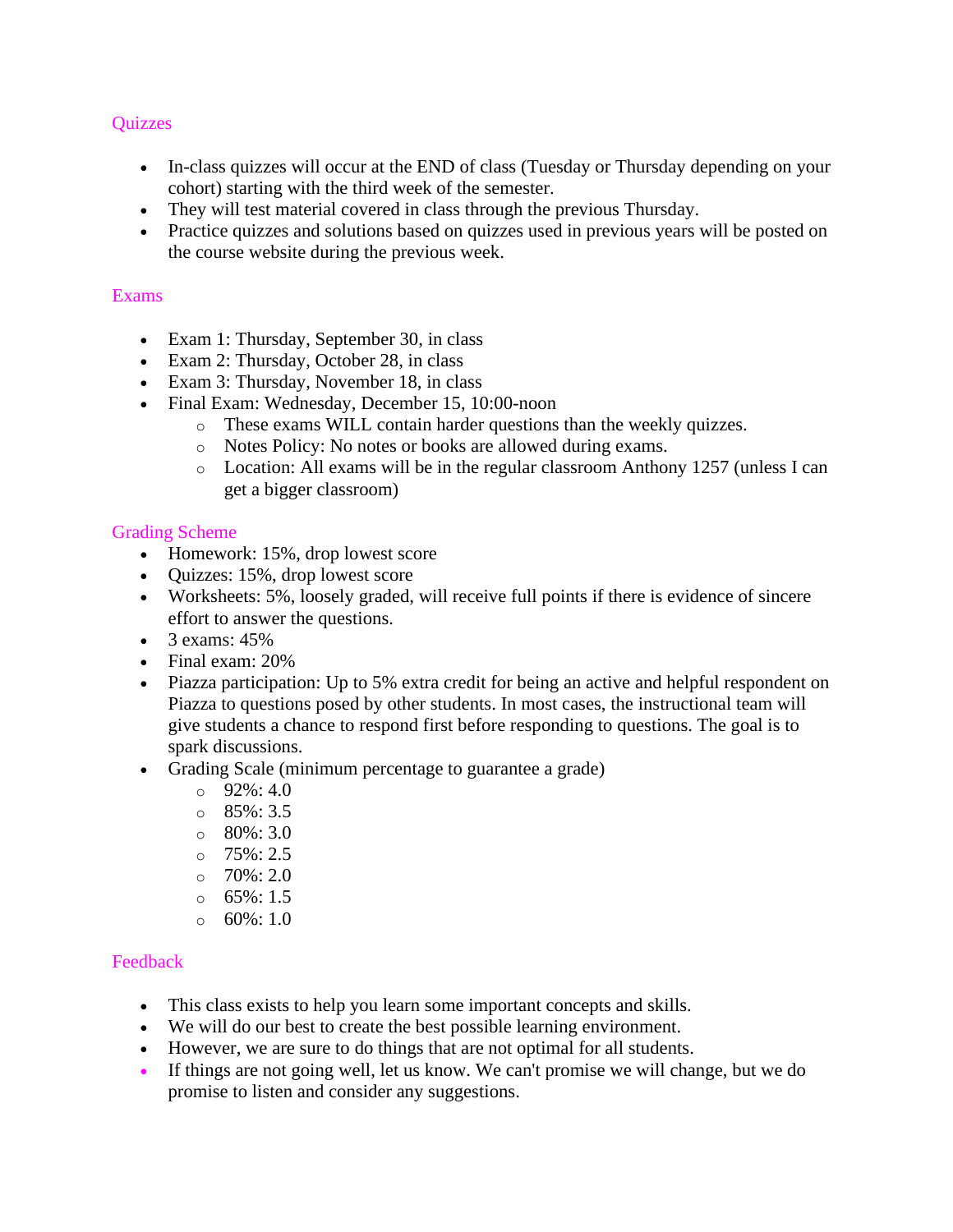## Quizzes

- In-class quizzes will occur at the END of class (Tuesday or Thursday depending on your cohort) starting with the third week of the semester.
- They will test material covered in class through the previous Thursday.
- Practice quizzes and solutions based on quizzes used in previous years will be posted on the course website during the previous week.

## Exams

- Exam 1: Thursday, September 30, in class
- Exam 2: Thursday, October 28, in class
- Exam 3: Thursday, November 18, in class
- Final Exam: Wednesday, December 15, 10:00-noon
  - These exams WILL contain harder questions than the weekly quizzes.
  - Notes Policy: No notes or books are allowed during exams.
  - Location: All exams will be in the regular classroom Anthony 1257 (unless I can get a bigger classroom)

## Grading Scheme

- Homework: 15%, drop lowest score
- Quizzes: 15%, drop lowest score
- Worksheets: 5%, loosely graded, will receive full points if there is evidence of sincere effort to answer the questions.
- 3 exams: 45%
- Final exam: 20%
- Piazza participation: Up to 5% extra credit for being an active and helpful respondent on Piazza to questions posed by other students. In most cases, the instructional team will give students a chance to respond first before responding to questions. The goal is to spark discussions.
- Grading Scale (minimum percentage to guarantee a grade)
  - 92%: 4.0
  - 85%: 3.5
  - 80%: 3.0
  - 75%: 2.5
  - 70%: 2.0
  - 65%: 1.5
  - 60%: 1.0

## Feedback

- This class exists to help you learn some important concepts and skills.
- We will do our best to create the best possible learning environment.
- However, we are sure to do things that are not optimal for all students.
- If things are not going well, let us know. We can't promise we will change, but we do promise to listen and consider any suggestions.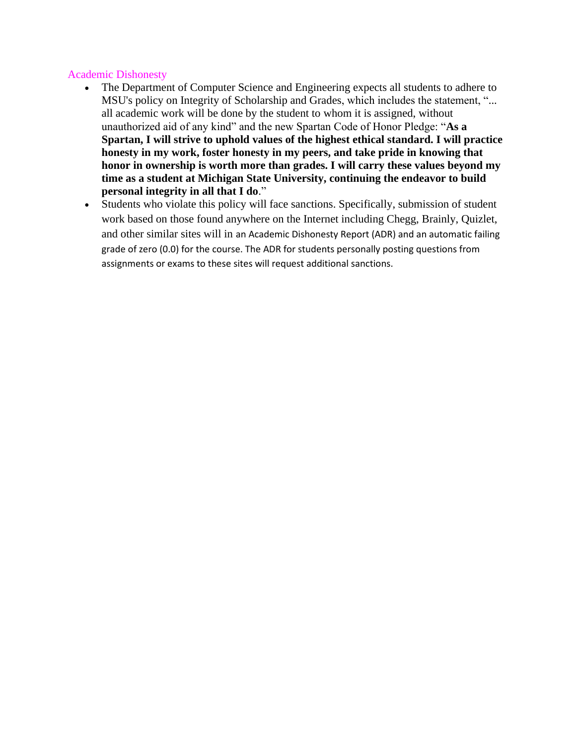## Academic Dishonesty

- The Department of Computer Science and Engineering expects all students to adhere to MSU's policy on Integrity of Scholarship and Grades, which includes the statement, "... all academic work will be done by the student to whom it is assigned, without unauthorized aid of any kind" and the new Spartan Code of Honor Pledge: "**As a Spartan, I will strive to uphold values of the highest ethical standard. I will practice honesty in my work, foster honesty in my peers, and take pride in knowing that honor in ownership is worth more than grades. I will carry these values beyond my time as a student at Michigan State University, continuing the endeavor to build personal integrity in all that I do**."
- Students who violate this policy will face sanctions. Specifically, submission of student work based on those found anywhere on the Internet including Chegg, Brainly, Quizlet, and other similar sites will in an Academic Dishonesty Report (ADR) and an automatic failing grade of zero (0.0) for the course. The ADR for students personally posting questions from assignments or exams to these sites will request additional sanctions.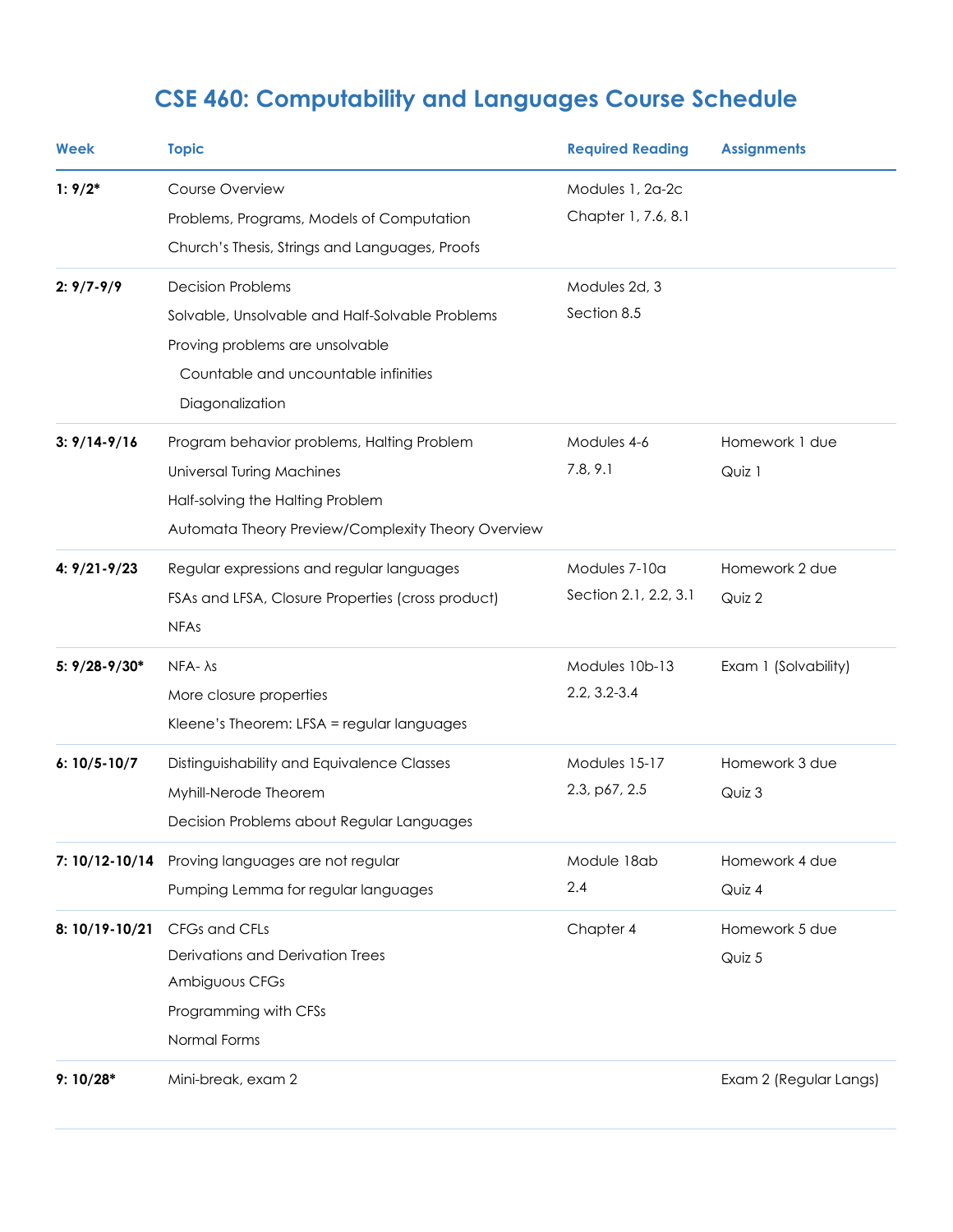# CSE 460: Computability and Languages Course Schedule

| Week | Topic | Required Reading | Assignments |
|---|---|---|---|
| **1: 9/2*** | Course Overview<br>Problems, Programs, Models of Computation<br>Church's Thesis, Strings and Languages, Proofs | Modules 1, 2a-2c<br>Chapter 1, 7.6, 8.1 | |
| **2: 9/7-9/9** | Decision Problems<br>Solvable, Unsolvable and Half-Solvable Problems<br>Proving problems are unsolvable<br>Countable and uncountable infinities<br>Diagonalization | Modules 2d, 3<br>Section 8.5 | |
| **3: 9/14-9/16** | Program behavior problems, Halting Problem<br>Universal Turing Machines<br>Half-solving the Halting Problem<br>Automata Theory Preview/Complexity Theory Overview | Modules 4-6<br>7.8, 9.1 | Homework 1 due<br>Quiz 1 |
| **4: 9/21-9/23** | Regular expressions and regular languages<br>FSAs and LFSA, Closure Properties (cross product)<br>NFAs | Modules 7-10a<br>Section 2.1, 2.2, 3.1 | Homework 2 due<br>Quiz 2 |
| **5: 9/28-9/30*** | NFA- λs<br>More closure properties<br>Kleene's Theorem: LFSA = regular languages | Modules 10b-13<br>2.2, 3.2-3.4 | Exam 1 (Solvability) |
| **6: 10/5-10/7** | Distinguishability and Equivalence Classes<br>Myhill-Nerode Theorem<br>Decision Problems about Regular Languages | Modules 15-17<br>2.3, p67, 2.5 | Homework 3 due<br>Quiz 3 |
| **7: 10/12-10/14** | Proving languages are not regular<br>Pumping Lemma for regular languages | Module 18ab<br>2.4 | Homework 4 due<br>Quiz 4 |
| **8: 10/19-10/21** | CFGs and CFLs<br>Derivations and Derivation Trees<br>Ambiguous CFGs<br>Programming with CFSs<br>Normal Forms | Chapter 4 | Homework 5 due<br>Quiz 5 |
| **9: 10/28*** | Mini-break, exam 2 | | Exam 2 (Regular Langs) |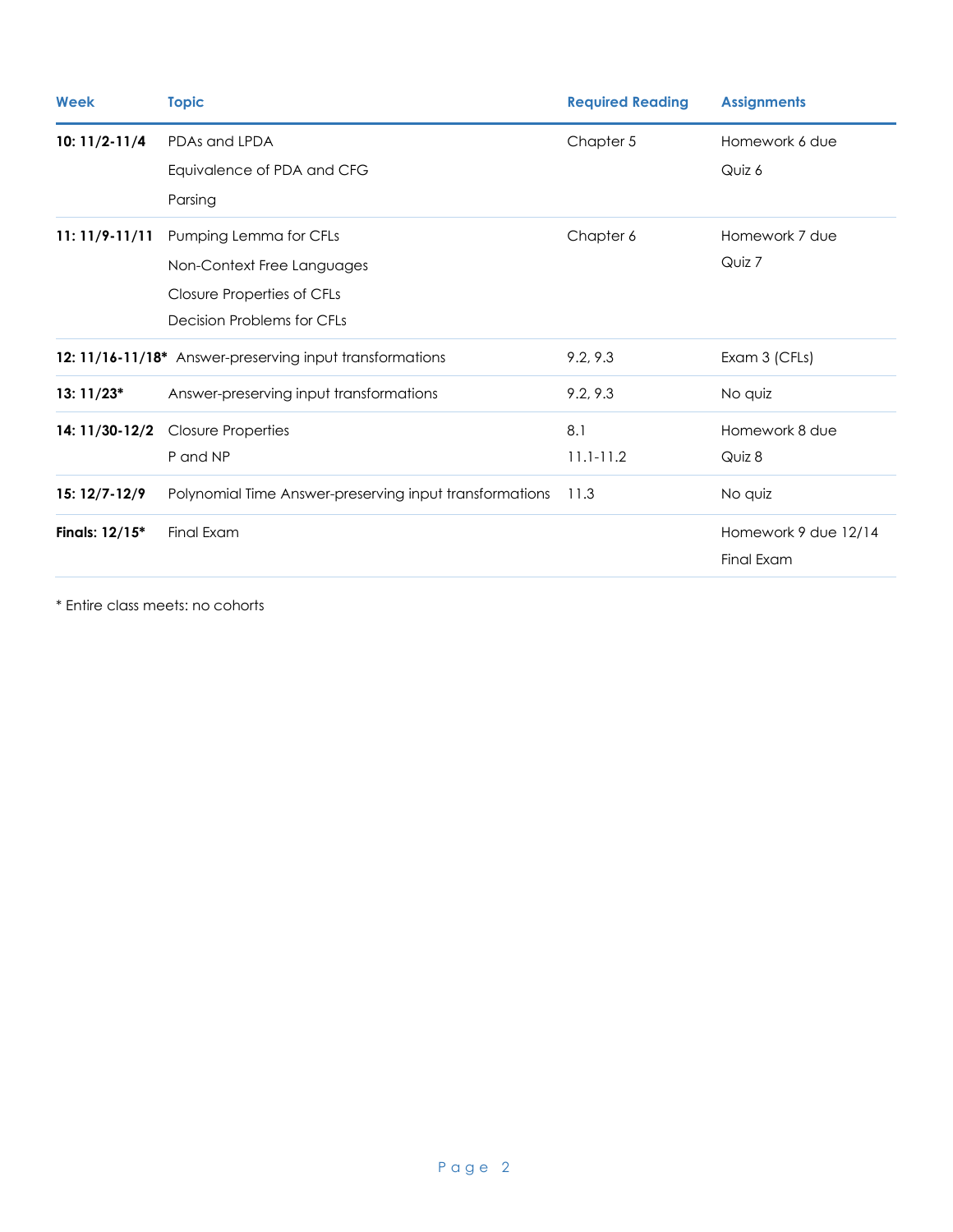| Week | Topic | Required Reading | Assignments |
|---|---|---|---|
| **10: 11/2-11/4** | PDAs and LPDA<br>Equivalence of PDA and CFG<br>Parsing | Chapter 5 | Homework 6 due<br>Quiz 6 |
| **11: 11/9-11/11** | Pumping Lemma for CFLs<br>Non-Context Free Languages<br>Closure Properties of CFLs<br>Decision Problems for CFLs | Chapter 6 | Homework 7 due<br>Quiz 7 |
| **12: 11/16-11/18*** | Answer-preserving input transformations | 9.2, 9.3 | Exam 3 (CFLs) |
| **13: 11/23*** | Answer-preserving input transformations | 9.2, 9.3 | No quiz |
| **14: 11/30-12/2** | Closure Properties<br>P and NP | 8.1<br>11.1-11.2 | Homework 8 due<br>Quiz 8 |
| **15: 12/7-12/9** | Polynomial Time Answer-preserving input transformations | 11.3 | No quiz |
| **Finals: 12/15*** | Final Exam | | Homework 9 due 12/14<br>Final Exam |

* Entire class meets: no cohorts